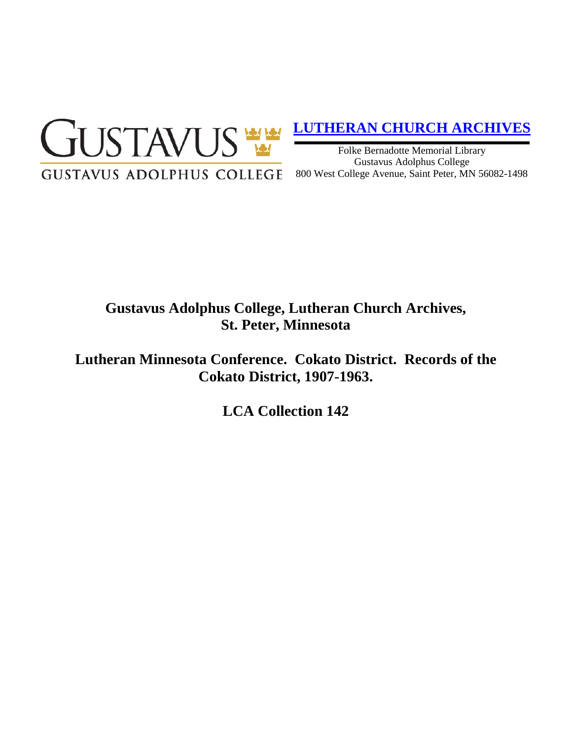GUSTAVUS

GUSTAVUS ADOLPHUS COLLEGE

**[LUTHERAN CHURCH ARCHIVES]**

Folke Bernadotte Memorial Library
Gustavus Adolphus College
800 West College Avenue, Saint Peter, MN 56082-1498

# Gustavus Adolphus College, Lutheran Church Archives, St. Peter, Minnesota

## Lutheran Minnesota Conference. Cokato District. Records of the Cokato District, 1907-1963.

## LCA Collection 142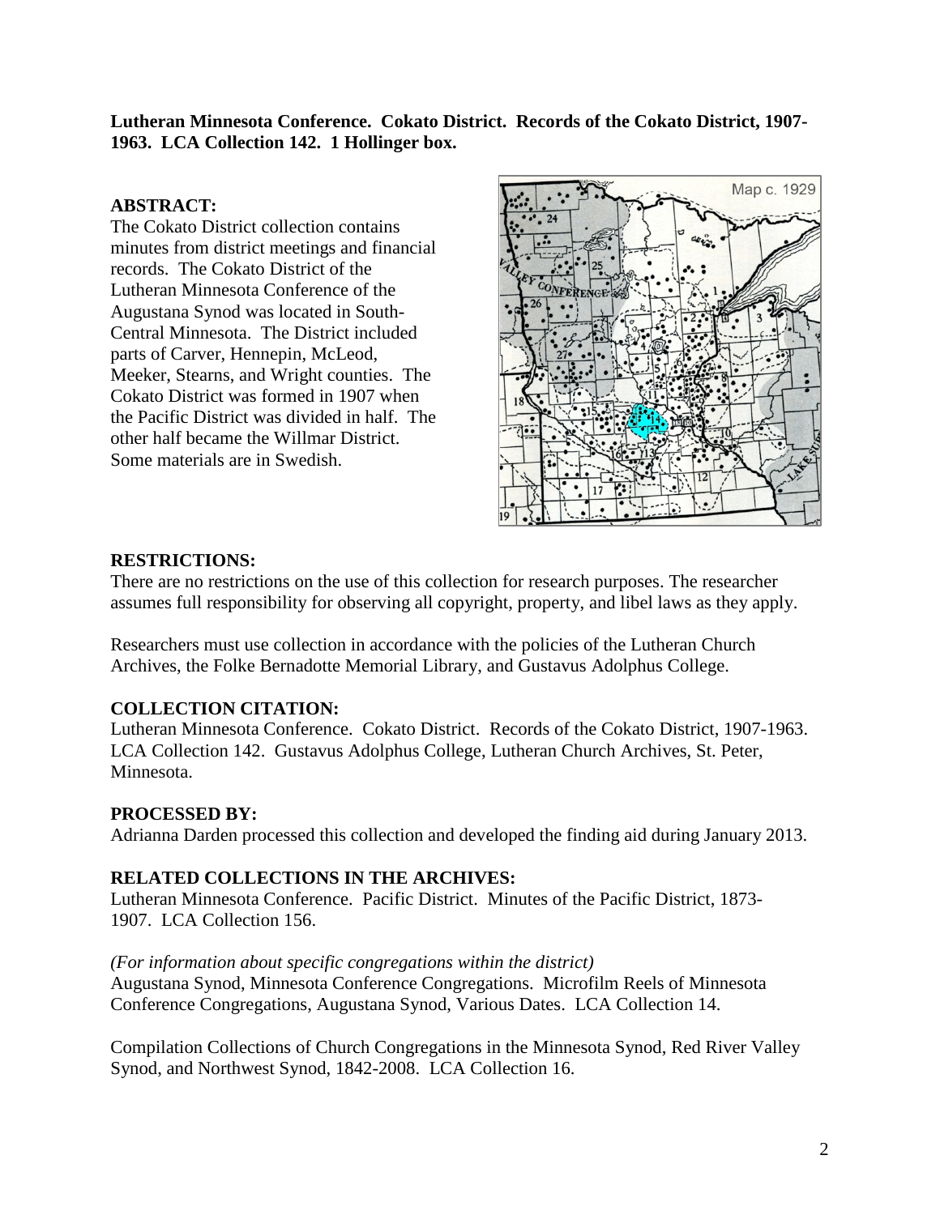**Lutheran Minnesota Conference. Cokato District. Records of the Cokato District, 1907-1963. LCA Collection 142. 1 Hollinger box.**

## ABSTRACT:

The Cokato District collection contains minutes from district meetings and financial records. The Cokato District of the Lutheran Minnesota Conference of the Augustana Synod was located in South-Central Minnesota. The District included parts of Carver, Hennepin, McLeod, Meeker, Stearns, and Wright counties. The Cokato District was formed in 1907 when the Pacific District was divided in half. The other half became the Willmar District. Some materials are in Swedish.

## RESTRICTIONS:

There are no restrictions on the use of this collection for research purposes. The researcher assumes full responsibility for observing all copyright, property, and libel laws as they apply.

Researchers must use collection in accordance with the policies of the Lutheran Church Archives, the Folke Bernadotte Memorial Library, and Gustavus Adolphus College.

## COLLECTION CITATION:

Lutheran Minnesota Conference. Cokato District. Records of the Cokato District, 1907-1963. LCA Collection 142. Gustavus Adolphus College, Lutheran Church Archives, St. Peter, Minnesota.

## PROCESSED BY:

Adrianna Darden processed this collection and developed the finding aid during January 2013.

## RELATED COLLECTIONS IN THE ARCHIVES:

Lutheran Minnesota Conference. Pacific District. Minutes of the Pacific District, 1873-1907. LCA Collection 156.

*(For information about specific congregations within the district)*
Augustana Synod, Minnesota Conference Congregations. Microfilm Reels of Minnesota Conference Congregations, Augustana Synod, Various Dates. LCA Collection 14.

Compilation Collections of Church Congregations in the Minnesota Synod, Red River Valley Synod, and Northwest Synod, 1842-2008. LCA Collection 16.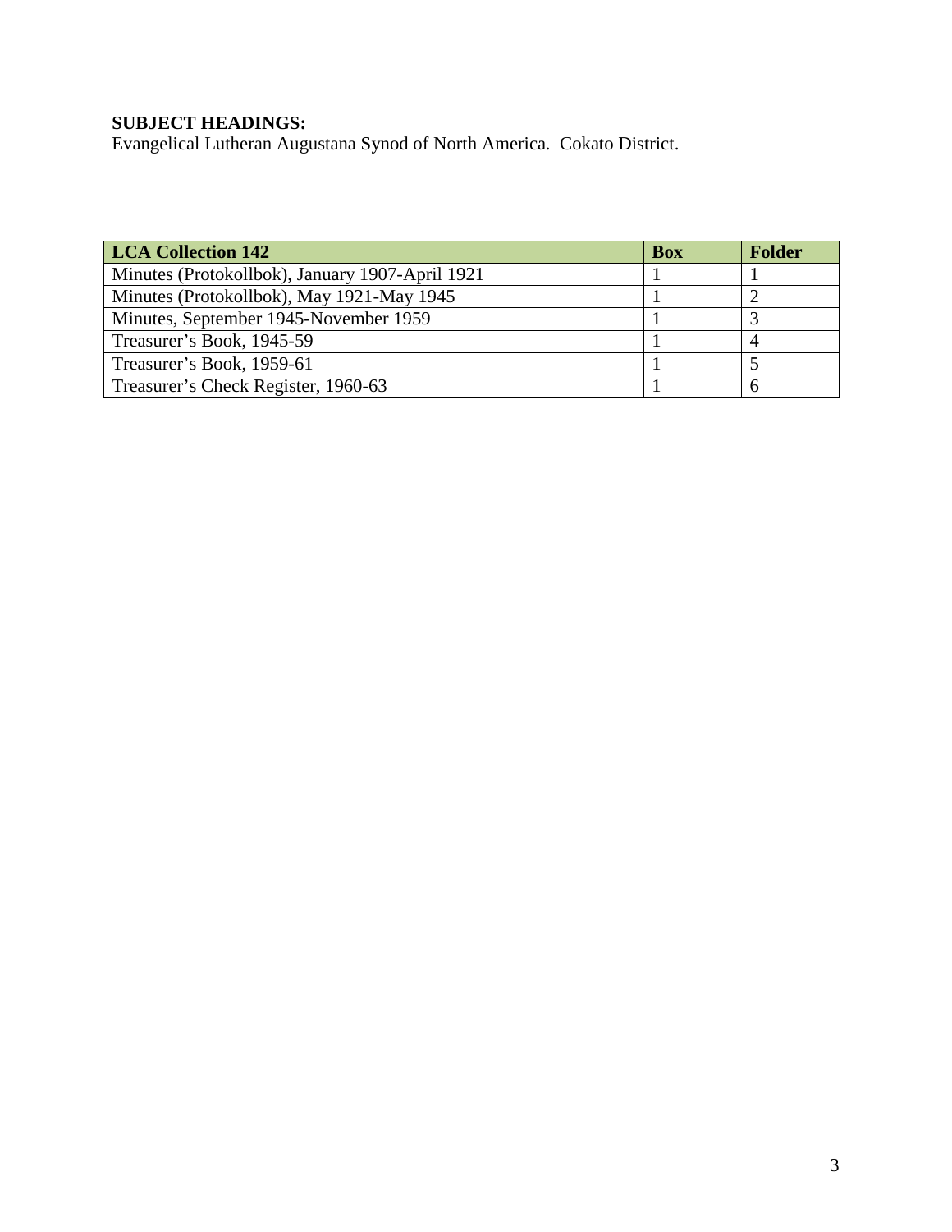**SUBJECT HEADINGS:**
Evangelical Lutheran Augustana Synod of North America.  Cokato District.

| LCA Collection 142 | Box | Folder |
|---|---|---|
| Minutes (Protokollbok), January 1907-April 1921 | 1 | 1 |
| Minutes (Protokollbok), May 1921-May 1945 | 1 | 2 |
| Minutes, September 1945-November 1959 | 1 | 3 |
| Treasurer's Book, 1945-59 | 1 | 4 |
| Treasurer's Book, 1959-61 | 1 | 5 |
| Treasurer's Check Register, 1960-63 | 1 | 6 |